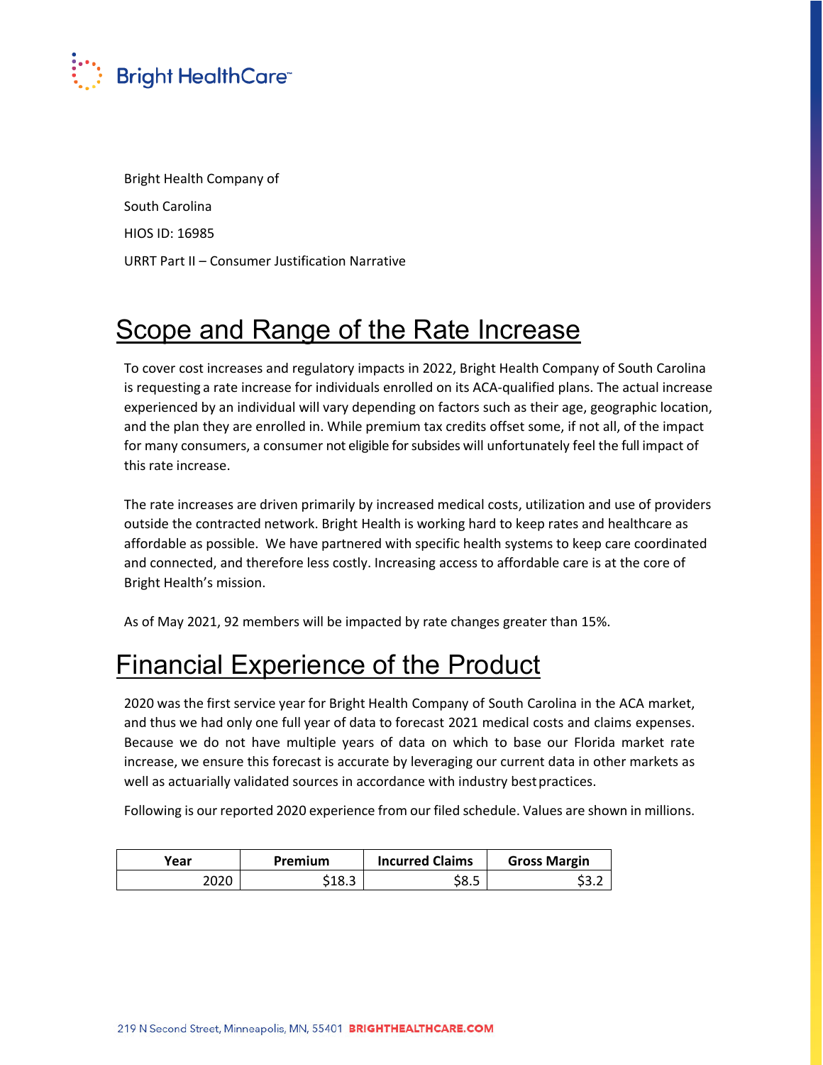Bright HealthCare™

Bright Health Company of

South Carolina

HIOS ID: 16985

URRT Part II – Consumer Justification Narrative

# Scope and Range of the Rate Increase

To cover cost increases and regulatory impacts in 2022, Bright Health Company of South Carolina is requesting a rate increase for individuals enrolled on its ACA-qualified plans. The actual increase experienced by an individual will vary depending on factors such as their age, geographic location, and the plan they are enrolled in. While premium tax credits offset some, if not all, of the impact for many consumers, a consumer not eligible for subsides will unfortunately feel the full impact of this rate increase.

The rate increases are driven primarily by increased medical costs, utilization and use of providers outside the contracted network. Bright Health is working hard to keep rates and healthcare as affordable as possible. We have partnered with specific health systems to keep care coordinated and connected, and therefore less costly. Increasing access to affordable care is at the core of Bright Health's mission.

As of May 2021, 92 members will be impacted by rate changes greater than 15%.

# Financial Experience of the Product

2020 was the first service year for Bright Health Company of South Carolina in the ACA market, and thus we had only one full year of data to forecast 2021 medical costs and claims expenses. Because we do not have multiple years of data on which to base our Florida market rate increase, we ensure this forecast is accurate by leveraging our current data in other markets as well as actuarially validated sources in accordance with industry best practices.

Following is our reported 2020 experience from our filed schedule. Values are shown in millions.

| Year | Premium | Incurred Claims | Gross Margin |
|---|---|---|---|
| 2020 | $18.3 | $8.5 | $3.2 |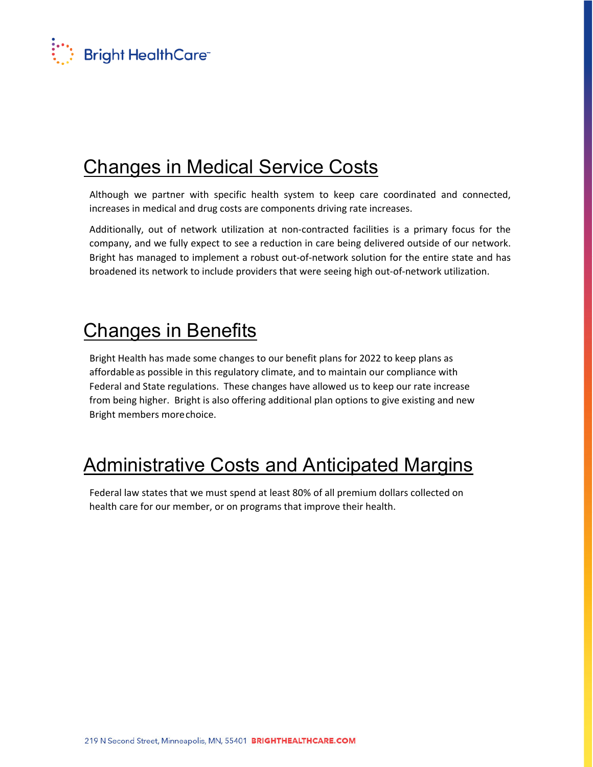## Changes in Medical Service Costs

Although we partner with specific health system to keep care coordinated and connected, increases in medical and drug costs are components driving rate increases.

Additionally, out of network utilization at non-contracted facilities is a primary focus for the company, and we fully expect to see a reduction in care being delivered outside of our network. Bright has managed to implement a robust out-of-network solution for the entire state and has broadened its network to include providers that were seeing high out-of-network utilization.

## Changes in Benefits

Bright Health has made some changes to our benefit plans for 2022 to keep plans as affordable as possible in this regulatory climate, and to maintain our compliance with Federal and State regulations. These changes have allowed us to keep our rate increase from being higher. Bright is also offering additional plan options to give existing and new Bright members more choice.

## Administrative Costs and Anticipated Margins

Federal law states that we must spend at least 80% of all premium dollars collected on health care for our member, or on programs that improve their health.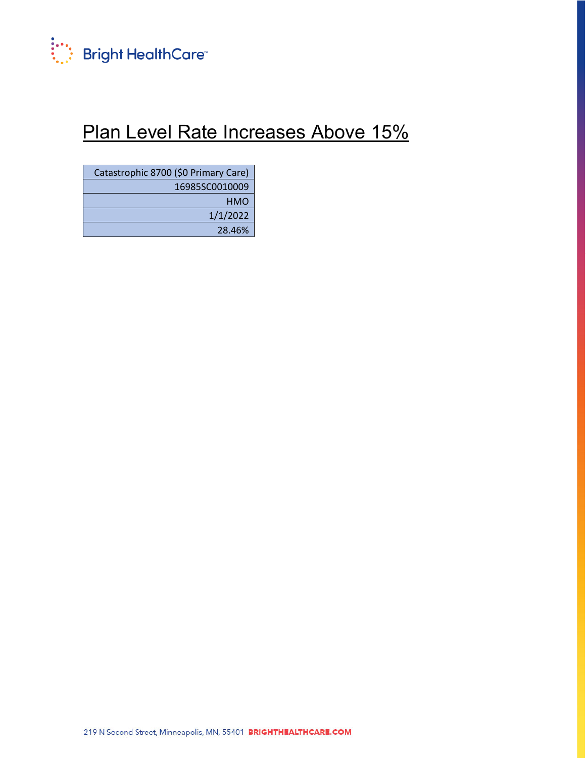## Plan Level Rate Increases Above 15%

| |
|---|
| Catastrophic 8700 ($0 Primary Care) |
| 16985SC0010009 |
| HMO |
| 1/1/2022 |
| 28.46% |